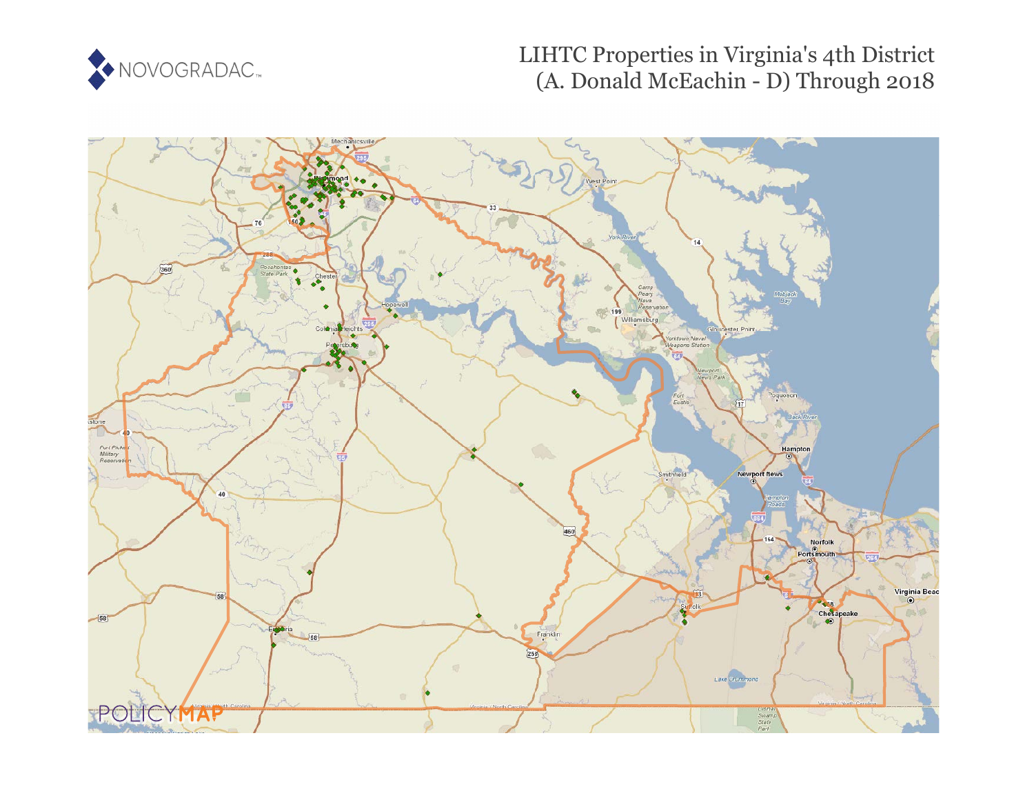# LIHTC Properties in Virginia's 4th District (A. Donald McEachin - D) Through 2018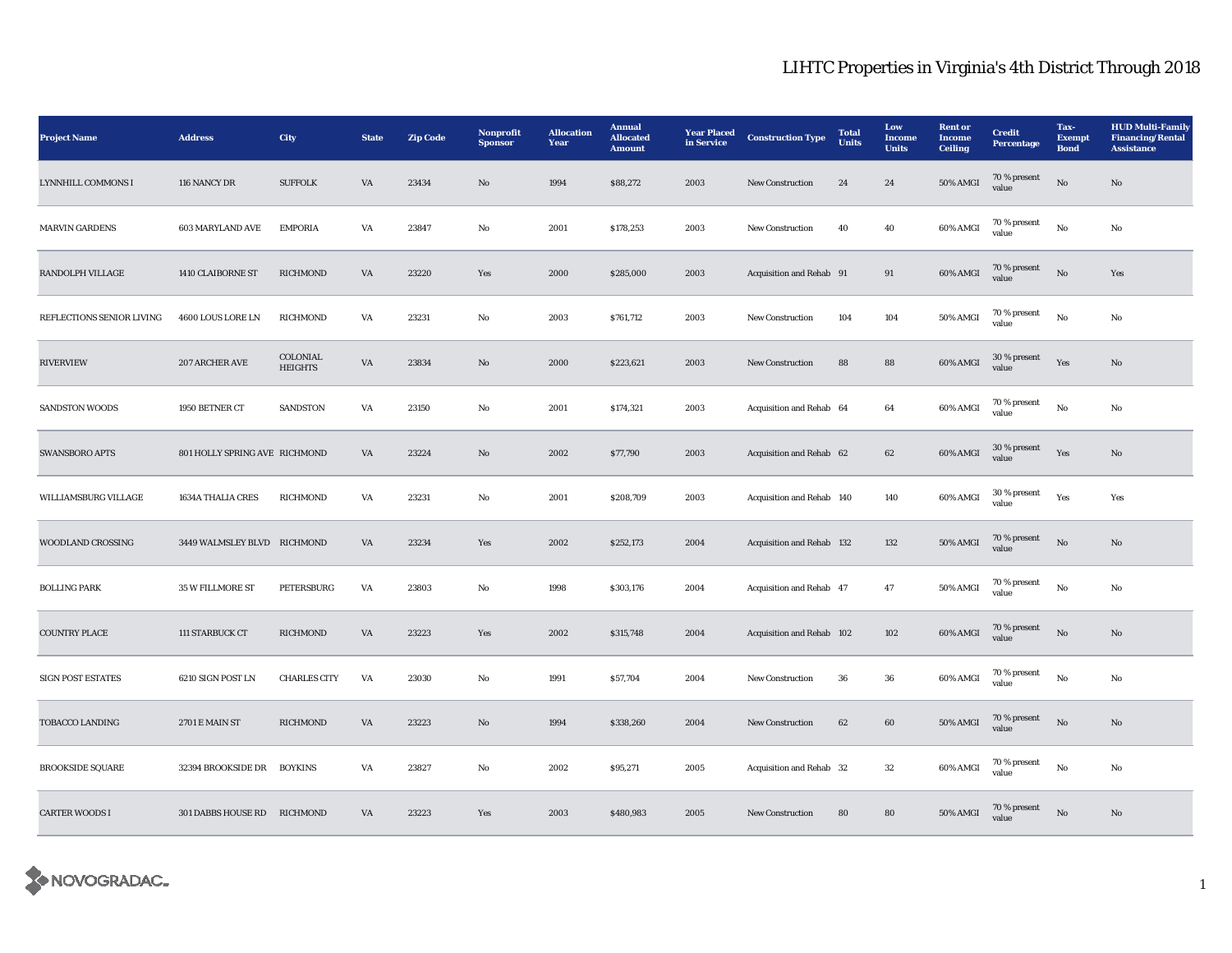# LIHTC Properties in Virginia's 4th District Through 2018

| Project Name | Address | City | State | Zip Code | Nonprofit Sponsor | Allocation Year | Annual Allocated Amount | Year Placed in Service | Construction Type | Total Units | Low Income Units | Rent or Income Ceiling | Credit Percentage | Tax-Exempt Bond | HUD Multi-Family Financing/Rental Assistance |
|---|---|---|---|---|---|---|---|---|---|---|---|---|---|---|---|
| LYNNHILL COMMONS I | 116 NANCY DR | SUFFOLK | VA | 23434 | No | 1994 | $88,272 | 2003 | New Construction | 24 | 24 | 50% AMGI | 70 % present value | No | No |
| MARVIN GARDENS | 603 MARYLAND AVE | EMPORIA | VA | 23847 | No | 2001 | $178,253 | 2003 | New Construction | 40 | 40 | 60% AMGI | 70 % present value | No | No |
| RANDOLPH VILLAGE | 1410 CLAIBORNE ST | RICHMOND | VA | 23220 | Yes | 2000 | $285,000 | 2003 | Acquisition and Rehab | 91 | 91 | 60% AMGI | 70 % present value | No | Yes |
| REFLECTIONS SENIOR LIVING | 4600 LOUS LORE LN | RICHMOND | VA | 23231 | No | 2003 | $761,712 | 2003 | New Construction | 104 | 104 | 50% AMGI | 70 % present value | No | No |
| RIVERVIEW | 207 ARCHER AVE | COLONIAL HEIGHTS | VA | 23834 | No | 2000 | $223,621 | 2003 | New Construction | 88 | 88 | 60% AMGI | 30 % present value | Yes | No |
| SANDSTON WOODS | 1950 BETNER CT | SANDSTON | VA | 23150 | No | 2001 | $174,321 | 2003 | Acquisition and Rehab | 64 | 64 | 60% AMGI | 70 % present value | No | No |
| SWANSBORO APTS | 801 HOLLY SPRING AVE | RICHMOND | VA | 23224 | No | 2002 | $77,790 | 2003 | Acquisition and Rehab | 62 | 62 | 60% AMGI | 30 % present value | Yes | No |
| WILLIAMSBURG VILLAGE | 1634A THALIA CRES | RICHMOND | VA | 23231 | No | 2001 | $208,709 | 2003 | Acquisition and Rehab | 140 | 140 | 60% AMGI | 30 % present value | Yes | Yes |
| WOODLAND CROSSING | 3449 WALMSLEY BLVD | RICHMOND | VA | 23234 | Yes | 2002 | $252,173 | 2004 | Acquisition and Rehab | 132 | 132 | 50% AMGI | 70 % present value | No | No |
| BOLLING PARK | 35 W FILLMORE ST | PETERSBURG | VA | 23803 | No | 1998 | $303,176 | 2004 | Acquisition and Rehab | 47 | 47 | 50% AMGI | 70 % present value | No | No |
| COUNTRY PLACE | 111 STARBUCK CT | RICHMOND | VA | 23223 | Yes | 2002 | $315,748 | 2004 | Acquisition and Rehab | 102 | 102 | 60% AMGI | 70 % present value | No | No |
| SIGN POST ESTATES | 6210 SIGN POST LN | CHARLES CITY | VA | 23030 | No | 1991 | $57,704 | 2004 | New Construction | 36 | 36 | 60% AMGI | 70 % present value | No | No |
| TOBACCO LANDING | 2701 E MAIN ST | RICHMOND | VA | 23223 | No | 1994 | $338,260 | 2004 | New Construction | 62 | 60 | 50% AMGI | 70 % present value | No | No |
| BROOKSIDE SQUARE | 32394 BROOKSIDE DR | BOYKINS | VA | 23827 | No | 2002 | $95,271 | 2005 | Acquisition and Rehab | 32 | 32 | 60% AMGI | 70 % present value | No | No |
| CARTER WOODS I | 301 DABBS HOUSE RD | RICHMOND | VA | 23223 | Yes | 2003 | $480,983 | 2005 | New Construction | 80 | 80 | 50% AMGI | 70 % present value | No | No |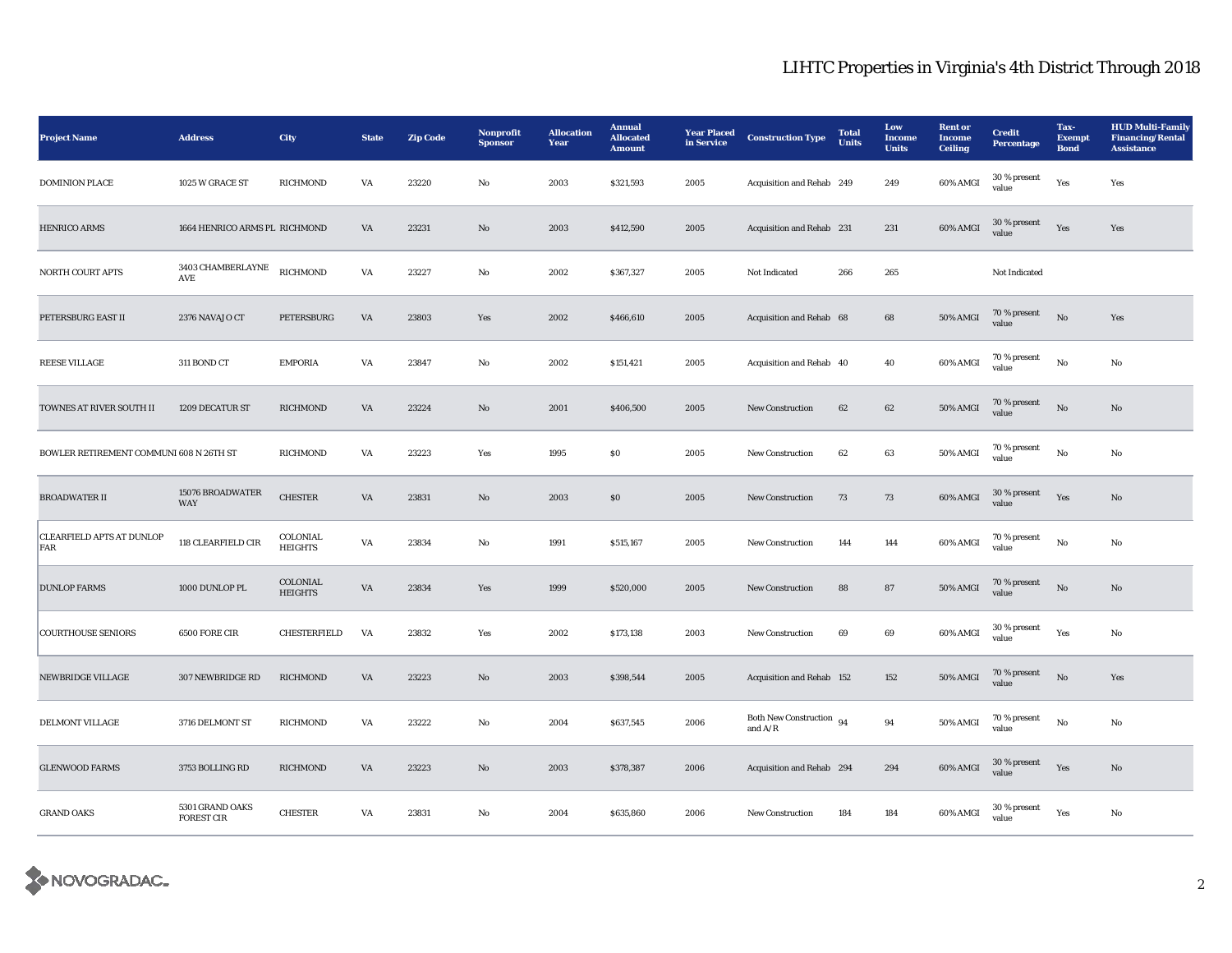# LIHTC Properties in Virginia's 4th District Through 2018

| Project Name | Address | City | State | Zip Code | Nonprofit Sponsor | Allocation Year | Annual Allocated Amount | Year Placed in Service | Construction Type | Total Units | Low Income Units | Rent or Income Ceiling | Credit Percentage | Tax-Exempt Bond | HUD Multi-Family Financing/Rental Assistance |
|---|---|---|---|---|---|---|---|---|---|---|---|---|---|---|---|
| DOMINION PLACE | 1025 W GRACE ST | RICHMOND | VA | 23220 | No | 2003 | $321,593 | 2005 | Acquisition and Rehab | 249 | 249 | 60% AMGI | 30 % present value | Yes | Yes |
| HENRICO ARMS | 1664 HENRICO ARMS PL | RICHMOND | VA | 23231 | No | 2003 | $412,590 | 2005 | Acquisition and Rehab | 231 | 231 | 60% AMGI | 30 % present value | Yes | Yes |
| NORTH COURT APTS | 3403 CHAMBERLAYNE AVE | RICHMOND | VA | 23227 | No | 2002 | $367,327 | 2005 | Not Indicated | 266 | 265 | | Not Indicated | | |
| PETERSBURG EAST II | 2376 NAVAJO CT | PETERSBURG | VA | 23803 | Yes | 2002 | $466,610 | 2005 | Acquisition and Rehab | 68 | 68 | 50% AMGI | 70 % present value | No | Yes |
| REESE VILLAGE | 311 BOND CT | EMPORIA | VA | 23847 | No | 2002 | $151,421 | 2005 | Acquisition and Rehab | 40 | 40 | 60% AMGI | 70 % present value | No | No |
| TOWNES AT RIVER SOUTH II | 1209 DECATUR ST | RICHMOND | VA | 23224 | No | 2001 | $406,500 | 2005 | New Construction | 62 | 62 | 50% AMGI | 70 % present value | No | No |
| BOWLER RETIREMENT COMMUNI | 608 N 26TH ST | RICHMOND | VA | 23223 | Yes | 1995 | $0 | 2005 | New Construction | 62 | 63 | 50% AMGI | 70 % present value | No | No |
| BROADWATER II | 15076 BROADWATER WAY | CHESTER | VA | 23831 | No | 2003 | $0 | 2005 | New Construction | 73 | 73 | 60% AMGI | 30 % present value | Yes | No |
| CLEARFIELD APTS AT DUNLOP FAR | 118 CLEARFIELD CIR | COLONIAL HEIGHTS | VA | 23834 | No | 1991 | $515,167 | 2005 | New Construction | 144 | 144 | 60% AMGI | 70 % present value | No | No |
| DUNLOP FARMS | 1000 DUNLOP PL | COLONIAL HEIGHTS | VA | 23834 | Yes | 1999 | $520,000 | 2005 | New Construction | 88 | 87 | 50% AMGI | 70 % present value | No | No |
| COURTHOUSE SENIORS | 6500 FORE CIR | CHESTERFIELD | VA | 23832 | Yes | 2002 | $173,138 | 2003 | New Construction | 69 | 69 | 60% AMGI | 30 % present value | Yes | No |
| NEWBRIDGE VILLAGE | 307 NEWBRIDGE RD | RICHMOND | VA | 23223 | No | 2003 | $398,544 | 2005 | Acquisition and Rehab | 152 | 152 | 50% AMGI | 70 % present value | No | Yes |
| DELMONT VILLAGE | 3716 DELMONT ST | RICHMOND | VA | 23222 | No | 2004 | $637,545 | 2006 | Both New Construction and A/R | 94 | 94 | 50% AMGI | 70 % present value | No | No |
| GLENWOOD FARMS | 3753 BOLLING RD | RICHMOND | VA | 23223 | No | 2003 | $378,387 | 2006 | Acquisition and Rehab | 294 | 294 | 60% AMGI | 30 % present value | Yes | No |
| GRAND OAKS | 5301 GRAND OAKS FOREST CIR | CHESTER | VA | 23831 | No | 2004 | $635,860 | 2006 | New Construction | 184 | 184 | 60% AMGI | 30 % present value | Yes | No |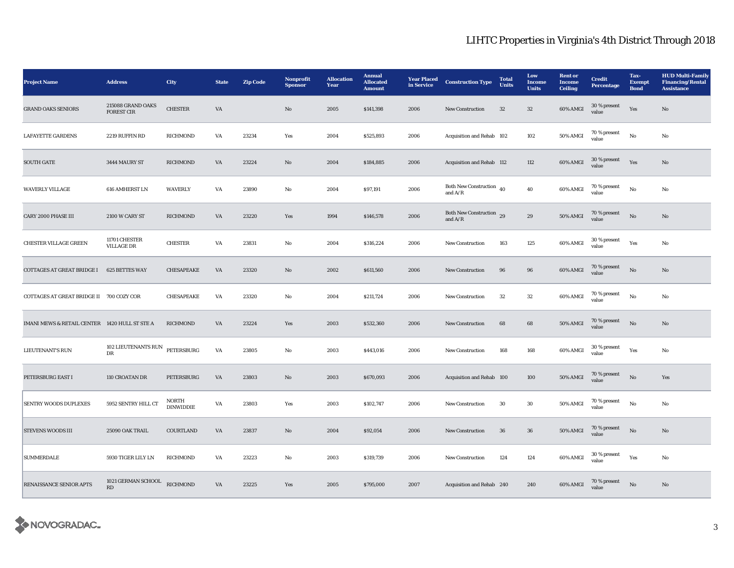# LIHTC Properties in Virginia's 4th District Through 2018

| Project Name | Address | City | State | Zip Code | Nonprofit Sponsor | Allocation Year | Annual Allocated Amount | Year Placed in Service | Construction Type | Total Units | Low Income Units | Rent or Income Ceiling | Credit Percentage | Tax-Exempt Bond | HUD Multi-Family Financing/Rental Assistance |
|---|---|---|---|---|---|---|---|---|---|---|---|---|---|---|---|
| GRAND OAKS SENIORS | 215088 GRAND OAKS FOREST CIR | CHESTER | VA | | No | 2005 | $141,398 | 2006 | New Construction | 32 | 32 | 60% AMGI | 30 % present value | Yes | No |
| LAFAYETTE GARDENS | 2219 RUFFIN RD | RICHMOND | VA | 23234 | Yes | 2004 | $525,893 | 2006 | Acquisition and Rehab | 102 | 102 | 50% AMGI | 70 % present value | No | No |
| SOUTH GATE | 3444 MAURY ST | RICHMOND | VA | 23224 | No | 2004 | $184,885 | 2006 | Acquisition and Rehab | 112 | 112 | 60% AMGI | 30 % present value | Yes | No |
| WAVERLY VILLAGE | 616 AMHERST LN | WAVERLY | VA | 23890 | No | 2004 | $97,191 | 2006 | Both New Construction and A/R | 40 | 40 | 60% AMGI | 70 % present value | No | No |
| CARY 2000 PHASE III | 2100 W CARY ST | RICHMOND | VA | 23220 | Yes | 1994 | $146,578 | 2006 | Both New Construction and A/R | 29 | 29 | 50% AMGI | 70 % present value | No | No |
| CHESTER VILLAGE GREEN | 11701 CHESTER VILLAGE DR | CHESTER | VA | 23831 | No | 2004 | $316,224 | 2006 | New Construction | 163 | 125 | 60% AMGI | 30 % present value | Yes | No |
| COTTAGES AT GREAT BRIDGE I | 625 BETTES WAY | CHESAPEAKE | VA | 23320 | No | 2002 | $611,560 | 2006 | New Construction | 96 | 96 | 60% AMGI | 70 % present value | No | No |
| COTTAGES AT GREAT BRIDGE II | 700 COZY COR | CHESAPEAKE | VA | 23320 | No | 2004 | $211,724 | 2006 | New Construction | 32 | 32 | 60% AMGI | 70 % present value | No | No |
| IMANI MEWS & RETAIL CENTER | 1420 HULL ST STE A | RICHMOND | VA | 23224 | Yes | 2003 | $532,360 | 2006 | New Construction | 68 | 68 | 50% AMGI | 70 % present value | No | No |
| LIEUTENANT'S RUN | 102 LIEUTENANTS RUN DR | PETERSBURG | VA | 23805 | No | 2003 | $443,016 | 2006 | New Construction | 168 | 168 | 60% AMGI | 30 % present value | Yes | No |
| PETERSBURG EAST I | 110 CROATAN DR | PETERSBURG | VA | 23803 | No | 2003 | $670,093 | 2006 | Acquisition and Rehab | 100 | 100 | 50% AMGI | 70 % present value | No | Yes |
| SENTRY WOODS DUPLEXES | 5952 SENTRY HILL CT | NORTH DINWIDDIE | VA | 23803 | Yes | 2003 | $102,747 | 2006 | New Construction | 30 | 30 | 50% AMGI | 70 % present value | No | No |
| STEVENS WOODS III | 25090 OAK TRAIL | COURTLAND | VA | 23837 | No | 2004 | $92,054 | 2006 | New Construction | 36 | 36 | 50% AMGI | 70 % present value | No | No |
| SUMMERDALE | 5930 TIGER LILY LN | RICHMOND | VA | 23223 | No | 2003 | $319,739 | 2006 | New Construction | 124 | 124 | 60% AMGI | 30 % present value | Yes | No |
| RENAISSANCE SENIOR APTS | 1021 GERMAN SCHOOL RD | RICHMOND | VA | 23225 | Yes | 2005 | $795,000 | 2007 | Acquisition and Rehab | 240 | 240 | 60% AMGI | 70 % present value | No | No |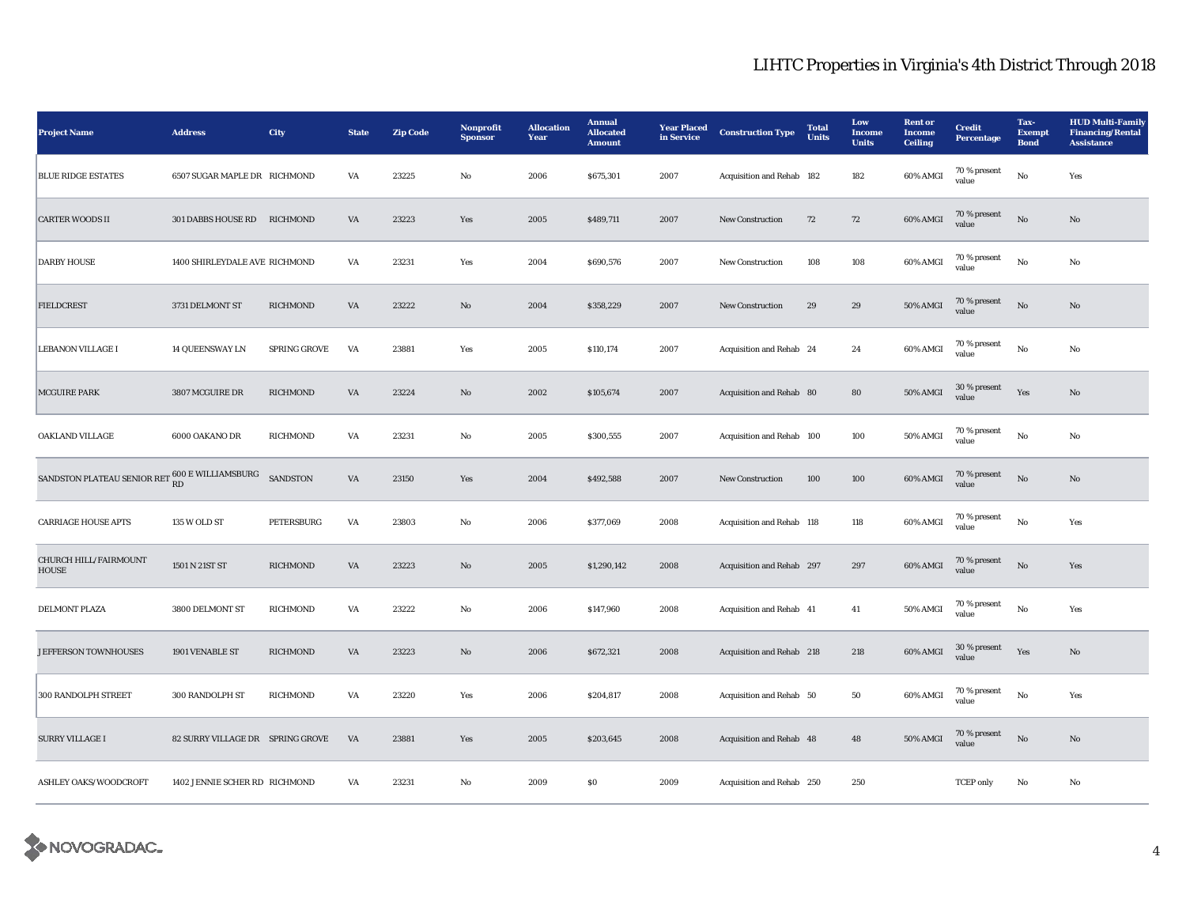## LIHTC Properties in Virginia's 4th District Through 2018

| Project Name | Address | City | State | Zip Code | Nonprofit Sponsor | Allocation Year | Annual Allocated Amount | Year Placed in Service | Construction Type | Total Units | Low Income Units | Rent or Income Ceiling | Credit Percentage | Tax-Exempt Bond | HUD Multi-Family Financing/Rental Assistance |
|---|---|---|---|---|---|---|---|---|---|---|---|---|---|---|---|
| BLUE RIDGE ESTATES | 6507 SUGAR MAPLE DR | RICHMOND | VA | 23225 | No | 2006 | $675,301 | 2007 | Acquisition and Rehab | 182 | 182 | 60% AMGI | 70 % present value | No | Yes |
| CARTER WOODS II | 301 DABBS HOUSE RD | RICHMOND | VA | 23223 | Yes | 2005 | $489,711 | 2007 | New Construction | 72 | 72 | 60% AMGI | 70 % present value | No | No |
| DARBY HOUSE | 1400 SHIRLEYDALE AVE | RICHMOND | VA | 23231 | Yes | 2004 | $690,576 | 2007 | New Construction | 108 | 108 | 60% AMGI | 70 % present value | No | No |
| FIELDCREST | 3731 DELMONT ST | RICHMOND | VA | 23222 | No | 2004 | $358,229 | 2007 | New Construction | 29 | 29 | 50% AMGI | 70 % present value | No | No |
| LEBANON VILLAGE I | 14 QUEENSWAY LN | SPRING GROVE | VA | 23881 | Yes | 2005 | $110,174 | 2007 | Acquisition and Rehab | 24 | 24 | 60% AMGI | 70 % present value | No | No |
| MCGUIRE PARK | 3807 MCGUIRE DR | RICHMOND | VA | 23224 | No | 2002 | $105,674 | 2007 | Acquisition and Rehab | 80 | 80 | 50% AMGI | 30 % present value | Yes | No |
| OAKLAND VILLAGE | 6000 OAKANO DR | RICHMOND | VA | 23231 | No | 2005 | $300,555 | 2007 | Acquisition and Rehab | 100 | 100 | 50% AMGI | 70 % present value | No | No |
| SANDSTON PLATEAU SENIOR RET | 600 E WILLIAMSBURG RD | SANDSTON | VA | 23150 | Yes | 2004 | $492,588 | 2007 | New Construction | 100 | 100 | 60% AMGI | 70 % present value | No | No |
| CARRIAGE HOUSE APTS | 135 W OLD ST | PETERSBURG | VA | 23803 | No | 2006 | $377,069 | 2008 | Acquisition and Rehab | 118 | 118 | 60% AMGI | 70 % present value | No | Yes |
| CHURCH HILL/FAIRMOUNT HOUSE | 1501 N 21ST ST | RICHMOND | VA | 23223 | No | 2005 | $1,290,142 | 2008 | Acquisition and Rehab | 297 | 297 | 60% AMGI | 70 % present value | No | Yes |
| DELMONT PLAZA | 3800 DELMONT ST | RICHMOND | VA | 23222 | No | 2006 | $147,960 | 2008 | Acquisition and Rehab | 41 | 41 | 50% AMGI | 70 % present value | No | Yes |
| JEFFERSON TOWNHOUSES | 1901 VENABLE ST | RICHMOND | VA | 23223 | No | 2006 | $672,321 | 2008 | Acquisition and Rehab | 218 | 218 | 60% AMGI | 30 % present value | Yes | No |
| 300 RANDOLPH STREET | 300 RANDOLPH ST | RICHMOND | VA | 23220 | Yes | 2006 | $204,817 | 2008 | Acquisition and Rehab | 50 | 50 | 60% AMGI | 70 % present value | No | Yes |
| SURRY VILLAGE I | 82 SURRY VILLAGE DR | SPRING GROVE | VA | 23881 | Yes | 2005 | $203,645 | 2008 | Acquisition and Rehab | 48 | 48 | 50% AMGI | 70 % present value | No | No |
| ASHLEY OAKS/WOODCROFT | 1402 JENNIE SCHER RD | RICHMOND | VA | 23231 | No | 2009 | $0 | 2009 | Acquisition and Rehab | 250 | 250 | | TCEP only | No | No |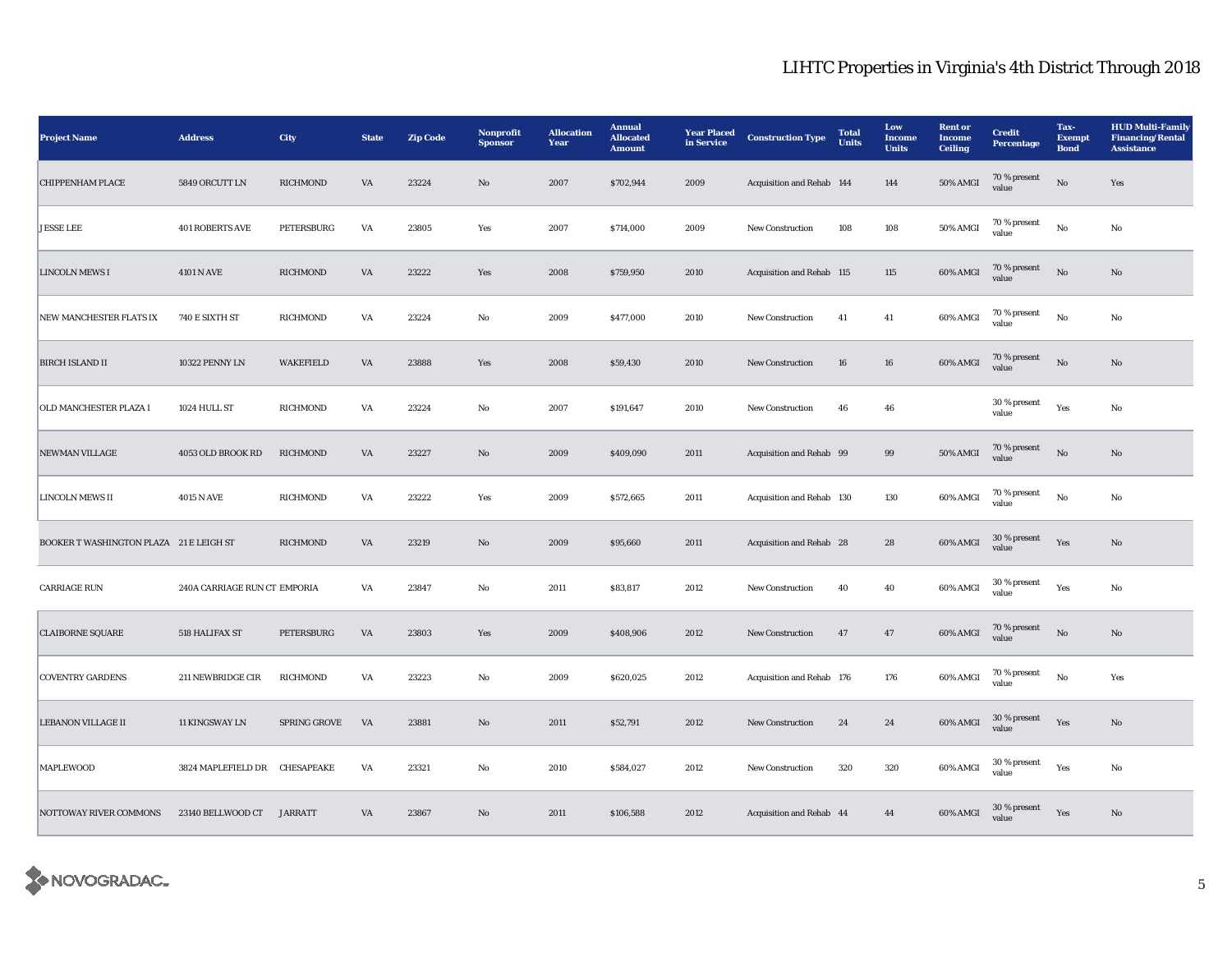# LIHTC Properties in Virginia's 4th District Through 2018

| Project Name | Address | City | State | Zip Code | Nonprofit Sponsor | Allocation Year | Annual Allocated Amount | Year Placed in Service | Construction Type | Total Units | Low Income Units | Rent or Income Ceiling | Credit Percentage | Tax-Exempt Bond | HUD Multi-Family Financing/Rental Assistance |
|---|---|---|---|---|---|---|---|---|---|---|---|---|---|---|---|
| CHIPPENHAM PLACE | 5849 ORCUTT LN | RICHMOND | VA | 23224 | No | 2007 | $702,944 | 2009 | Acquisition and Rehab | 144 | 144 | 50% AMGI | 70 % present value | No | Yes |
| JESSE LEE | 401 ROBERTS AVE | PETERSBURG | VA | 23805 | Yes | 2007 | $714,000 | 2009 | New Construction | 108 | 108 | 50% AMGI | 70 % present value | No | No |
| LINCOLN MEWS I | 4101 N AVE | RICHMOND | VA | 23222 | Yes | 2008 | $759,950 | 2010 | Acquisition and Rehab | 115 | 115 | 60% AMGI | 70 % present value | No | No |
| NEW MANCHESTER FLATS IX | 740 E SIXTH ST | RICHMOND | VA | 23224 | No | 2009 | $477,000 | 2010 | New Construction | 41 | 41 | 60% AMGI | 70 % present value | No | No |
| BIRCH ISLAND II | 10322 PENNY LN | WAKEFIELD | VA | 23888 | Yes | 2008 | $59,430 | 2010 | New Construction | 16 | 16 | 60% AMGI | 70 % present value | No | No |
| OLD MANCHESTER PLAZA I | 1024 HULL ST | RICHMOND | VA | 23224 | No | 2007 | $191,647 | 2010 | New Construction | 46 | 46 | | 30 % present value | Yes | No |
| NEWMAN VILLAGE | 4053 OLD BROOK RD | RICHMOND | VA | 23227 | No | 2009 | $409,090 | 2011 | Acquisition and Rehab | 99 | 99 | 50% AMGI | 70 % present value | No | No |
| LINCOLN MEWS II | 4015 N AVE | RICHMOND | VA | 23222 | Yes | 2009 | $572,665 | 2011 | Acquisition and Rehab | 130 | 130 | 60% AMGI | 70 % present value | No | No |
| BOOKER T WASHINGTON PLAZA | 21 E LEIGH ST | RICHMOND | VA | 23219 | No | 2009 | $95,660 | 2011 | Acquisition and Rehab | 28 | 28 | 60% AMGI | 30 % present value | Yes | No |
| CARRIAGE RUN | 240A CARRIAGE RUN CT | EMPORIA | VA | 23847 | No | 2011 | $83,817 | 2012 | New Construction | 40 | 40 | 60% AMGI | 30 % present value | Yes | No |
| CLAIBORNE SQUARE | 518 HALIFAX ST | PETERSBURG | VA | 23803 | Yes | 2009 | $408,906 | 2012 | New Construction | 47 | 47 | 60% AMGI | 70 % present value | No | No |
| COVENTRY GARDENS | 211 NEWBRIDGE CIR | RICHMOND | VA | 23223 | No | 2009 | $620,025 | 2012 | Acquisition and Rehab | 176 | 176 | 60% AMGI | 70 % present value | No | Yes |
| LEBANON VILLAGE II | 11 KINGSWAY LN | SPRING GROVE | VA | 23881 | No | 2011 | $52,791 | 2012 | New Construction | 24 | 24 | 60% AMGI | 30 % present value | Yes | No |
| MAPLEWOOD | 3824 MAPLEFIELD DR | CHESAPEAKE | VA | 23321 | No | 2010 | $584,027 | 2012 | New Construction | 320 | 320 | 60% AMGI | 30 % present value | Yes | No |
| NOTTOWAY RIVER COMMONS | 23140 BELLWOOD CT | JARRATT | VA | 23867 | No | 2011 | $106,588 | 2012 | Acquisition and Rehab | 44 | 44 | 60% AMGI | 30 % present value | Yes | No |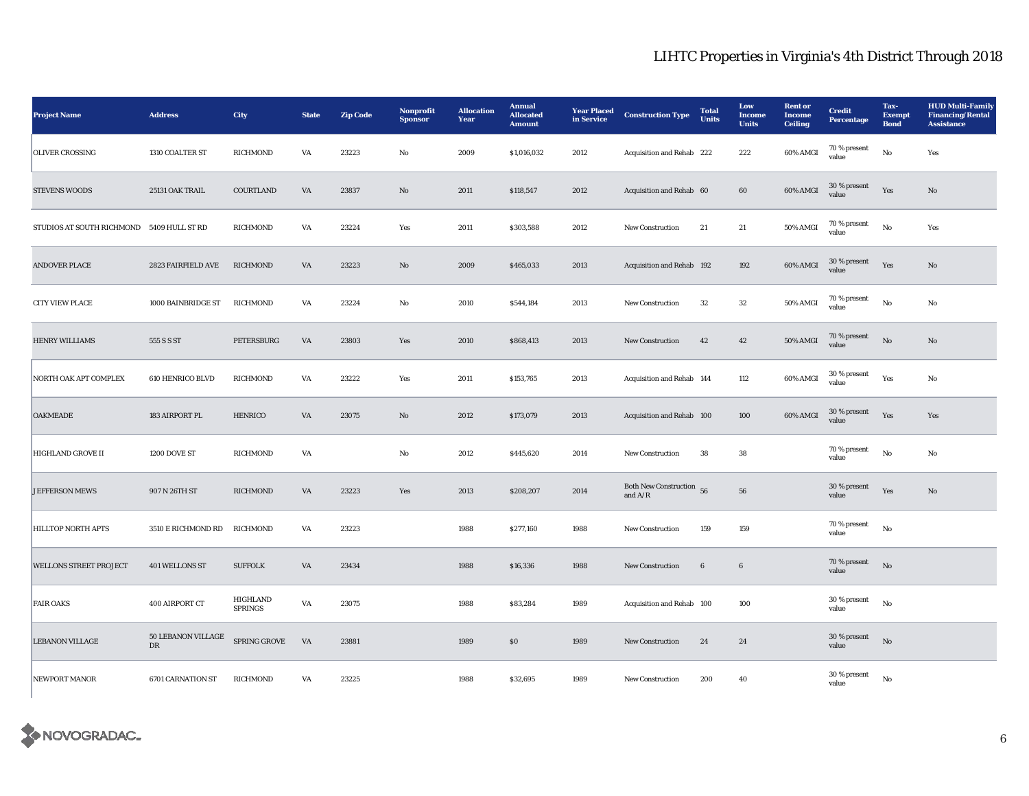# LIHTC Properties in Virginia's 4th District Through 2018

| Project Name | Address | City | State | Zip Code | Nonprofit Sponsor | Allocation Year | Annual Allocated Amount | Year Placed in Service | Construction Type | Total Units | Low Income Units | Rent or Income Ceiling | Credit Percentage | Tax-Exempt Bond | HUD Multi-Family Financing/Rental Assistance |
|---|---|---|---|---|---|---|---|---|---|---|---|---|---|---|---|
| OLIVER CROSSING | 1310 COALTER ST | RICHMOND | VA | 23223 | No | 2009 | $1,016,032 | 2012 | Acquisition and Rehab | 222 | 222 | 60% AMGI | 70 % present value | No | Yes |
| STEVENS WOODS | 25131 OAK TRAIL | COURTLAND | VA | 23837 | No | 2011 | $118,547 | 2012 | Acquisition and Rehab | 60 | 60 | 60% AMGI | 30 % present value | Yes | No |
| STUDIOS AT SOUTH RICHMOND | 5409 HULL ST RD | RICHMOND | VA | 23224 | Yes | 2011 | $303,588 | 2012 | New Construction | 21 | 21 | 50% AMGI | 70 % present value | No | Yes |
| ANDOVER PLACE | 2823 FAIRFIELD AVE | RICHMOND | VA | 23223 | No | 2009 | $465,033 | 2013 | Acquisition and Rehab | 192 | 192 | 60% AMGI | 30 % present value | Yes | No |
| CITY VIEW PLACE | 1000 BAINBRIDGE ST | RICHMOND | VA | 23224 | No | 2010 | $544,184 | 2013 | New Construction | 32 | 32 | 50% AMGI | 70 % present value | No | No |
| HENRY WILLIAMS | 555 S S ST | PETERSBURG | VA | 23803 | Yes | 2010 | $868,413 | 2013 | New Construction | 42 | 42 | 50% AMGI | 70 % present value | No | No |
| NORTH OAK APT COMPLEX | 610 HENRICO BLVD | RICHMOND | VA | 23222 | Yes | 2011 | $153,765 | 2013 | Acquisition and Rehab | 144 | 112 | 60% AMGI | 30 % present value | Yes | No |
| OAKMEADE | 183 AIRPORT PL | HENRICO | VA | 23075 | No | 2012 | $173,079 | 2013 | Acquisition and Rehab | 100 | 100 | 60% AMGI | 30 % present value | Yes | Yes |
| HIGHLAND GROVE II | 1200 DOVE ST | RICHMOND | VA | | No | 2012 | $445,620 | 2014 | New Construction | 38 | 38 | | 70 % present value | No | No |
| JEFFERSON MEWS | 907 N 26TH ST | RICHMOND | VA | 23223 | Yes | 2013 | $208,207 | 2014 | Both New Construction and A/R | 56 | 56 | | 30 % present value | Yes | No |
| HILLTOP NORTH APTS | 3510 E RICHMOND RD | RICHMOND | VA | 23223 | | 1988 | $277,160 | 1988 | New Construction | 159 | 159 | | 70 % present value | No | |
| WELLONS STREET PROJECT | 401 WELLONS ST | SUFFOLK | VA | 23434 | | 1988 | $16,336 | 1988 | New Construction | 6 | 6 | | 70 % present value | No | |
| FAIR OAKS | 400 AIRPORT CT | HIGHLAND SPRINGS | VA | 23075 | | 1988 | $83,284 | 1989 | Acquisition and Rehab | 100 | 100 | | 30 % present value | No | |
| LEBANON VILLAGE | 50 LEBANON VILLAGE DR | SPRING GROVE | VA | 23881 | | 1989 | $0 | 1989 | New Construction | 24 | 24 | | 30 % present value | No | |
| NEWPORT MANOR | 6701 CARNATION ST | RICHMOND | VA | 23225 | | 1988 | $32,695 | 1989 | New Construction | 200 | 40 | | 30 % present value | No | |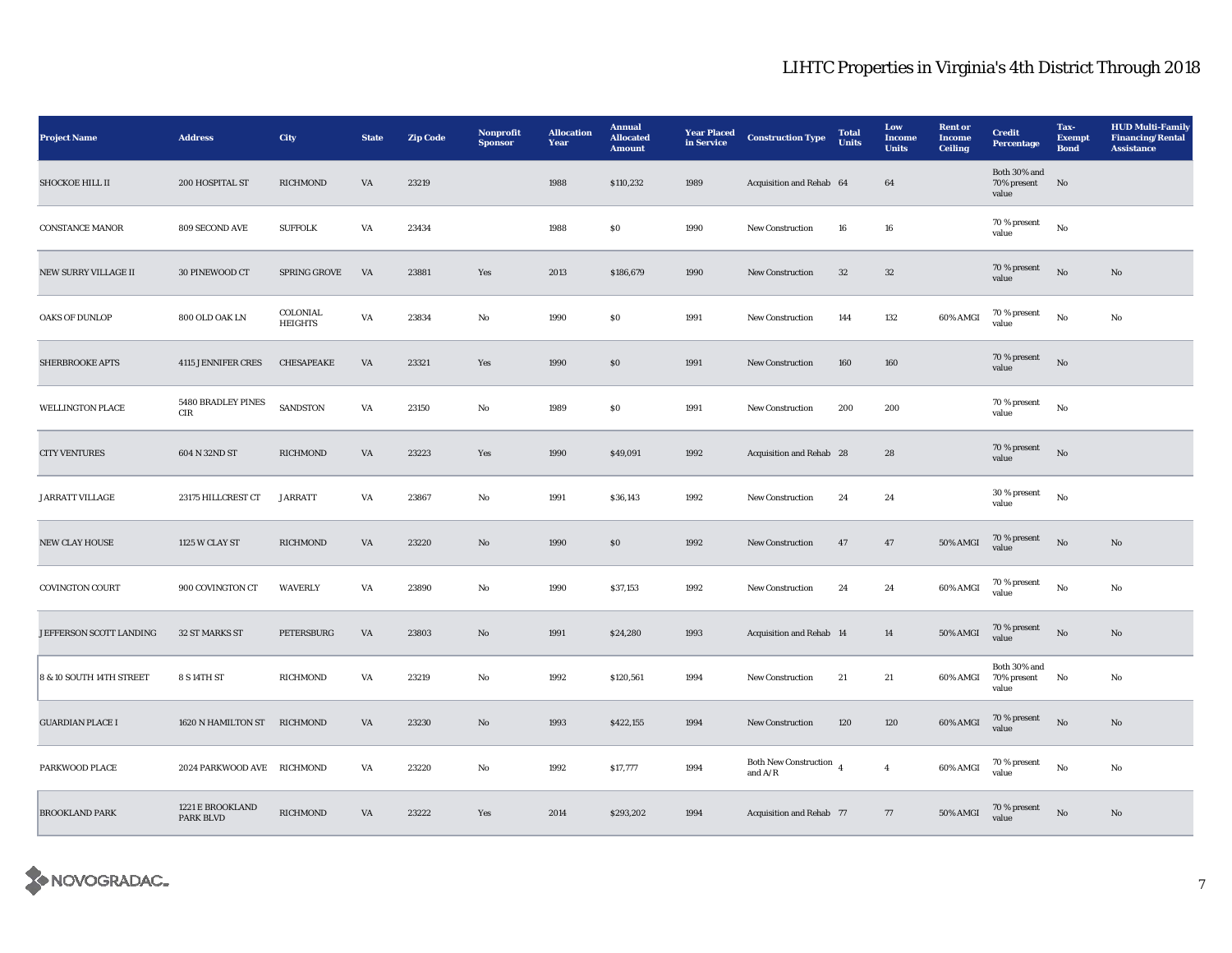# LIHTC Properties in Virginia's 4th District Through 2018

| Project Name | Address | City | State | Zip Code | Nonprofit Sponsor | Allocation Year | Annual Allocated Amount | Year Placed in Service | Construction Type | Total Units | Low Income Units | Rent or Income Ceiling | Credit Percentage | Tax-Exempt Bond | HUD Multi-Family Financing/Rental Assistance |
|---|---|---|---|---|---|---|---|---|---|---|---|---|---|---|---|
| SHOCKOE HILL II | 200 HOSPITAL ST | RICHMOND | VA | 23219 | | 1988 | $110,232 | 1989 | Acquisition and Rehab | 64 | 64 | | Both 30% and 70% present value | No | |
| CONSTANCE MANOR | 809 SECOND AVE | SUFFOLK | VA | 23434 | | 1988 | $0 | 1990 | New Construction | 16 | 16 | | 70 % present value | No | |
| NEW SURRY VILLAGE II | 30 PINEWOOD CT | SPRING GROVE | VA | 23881 | Yes | 2013 | $186,679 | 1990 | New Construction | 32 | 32 | | 70 % present value | No | No |
| OAKS OF DUNLOP | 800 OLD OAK LN | COLONIAL HEIGHTS | VA | 23834 | No | 1990 | $0 | 1991 | New Construction | 144 | 132 | 60% AMGI | 70 % present value | No | No |
| SHERBROOKE APTS | 4115 JENNIFER CRES | CHESAPEAKE | VA | 23321 | Yes | 1990 | $0 | 1991 | New Construction | 160 | 160 | | 70 % present value | No | |
| WELLINGTON PLACE | 5480 BRADLEY PINES CIR | SANDSTON | VA | 23150 | No | 1989 | $0 | 1991 | New Construction | 200 | 200 | | 70 % present value | No | |
| CITY VENTURES | 604 N 32ND ST | RICHMOND | VA | 23223 | Yes | 1990 | $49,091 | 1992 | Acquisition and Rehab | 28 | 28 | | 70 % present value | No | |
| JARRATT VILLAGE | 23175 HILLCREST CT | JARRATT | VA | 23867 | No | 1991 | $36,143 | 1992 | New Construction | 24 | 24 | | 30 % present value | No | |
| NEW CLAY HOUSE | 1125 W CLAY ST | RICHMOND | VA | 23220 | No | 1990 | $0 | 1992 | New Construction | 47 | 47 | 50% AMGI | 70 % present value | No | No |
| COVINGTON COURT | 900 COVINGTON CT | WAVERLY | VA | 23890 | No | 1990 | $37,153 | 1992 | New Construction | 24 | 24 | 60% AMGI | 70 % present value | No | No |
| JEFFERSON SCOTT LANDING | 32 ST MARKS ST | PETERSBURG | VA | 23803 | No | 1991 | $24,280 | 1993 | Acquisition and Rehab | 14 | 14 | 50% AMGI | 70 % present value | No | No |
| 8 & 10 SOUTH 14TH STREET | 8 S 14TH ST | RICHMOND | VA | 23219 | No | 1992 | $120,561 | 1994 | New Construction | 21 | 21 | 60% AMGI | Both 30% and 70% present value | No | No |
| GUARDIAN PLACE I | 1620 N HAMILTON ST | RICHMOND | VA | 23230 | No | 1993 | $422,155 | 1994 | New Construction | 120 | 120 | 60% AMGI | 70 % present value | No | No |
| PARKWOOD PLACE | 2024 PARKWOOD AVE | RICHMOND | VA | 23220 | No | 1992 | $17,777 | 1994 | Both New Construction and A/R | 4 | 4 | 60% AMGI | 70 % present value | No | No |
| BROOKLAND PARK | 1221 E BROOKLAND PARK BLVD | RICHMOND | VA | 23222 | Yes | 2014 | $293,202 | 1994 | Acquisition and Rehab | 77 | 77 | 50% AMGI | 70 % present value | No | No |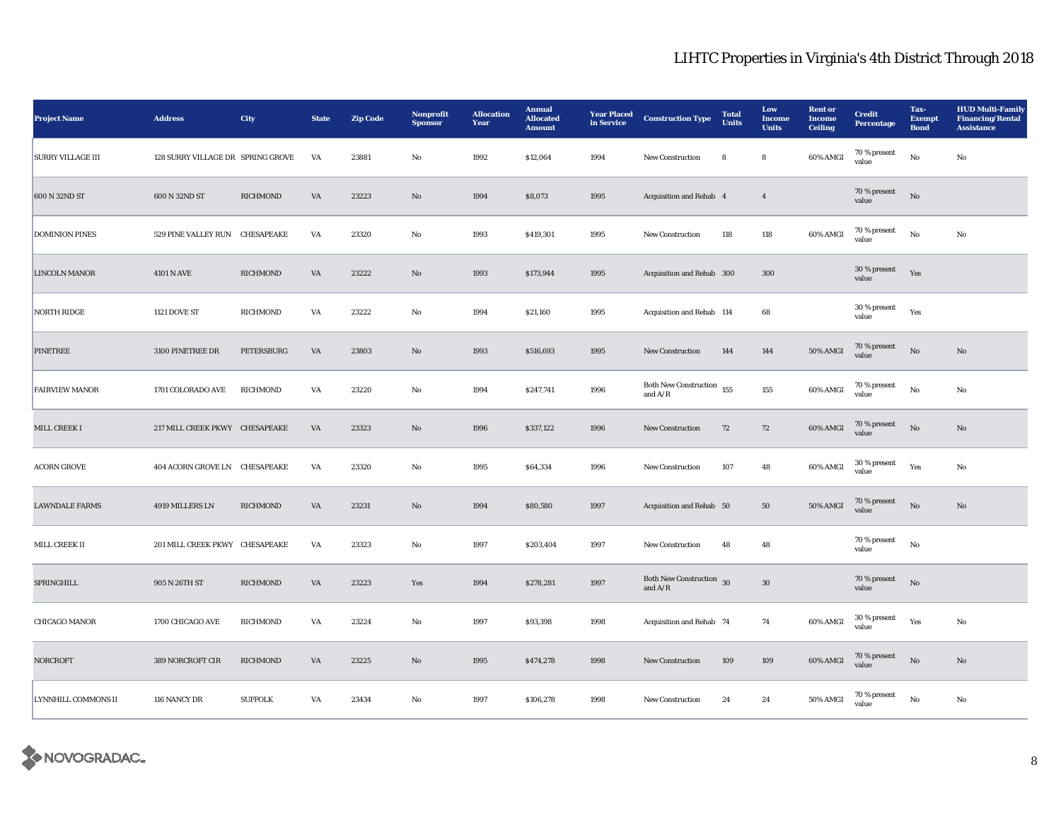# LIHTC Properties in Virginia's 4th District Through 2018

| Project Name | Address | City | State | Zip Code | Nonprofit Sponsor | Allocation Year | Annual Allocated Amount | Year Placed in Service | Construction Type | Total Units | Low Income Units | Rent or Income Ceiling | Credit Percentage | Tax-Exempt Bond | HUD Multi-Family Financing/Rental Assistance |
|---|---|---|---|---|---|---|---|---|---|---|---|---|---|---|---|
| SURRY VILLAGE III | 128 SURRY VILLAGE DR | SPRING GROVE | VA | 23881 | No | 1992 | $12,064 | 1994 | New Construction | 8 | 8 | 60% AMGI | 70 % present value | No | No |
| 600 N 32ND ST | 600 N 32ND ST | RICHMOND | VA | 23223 | No | 1994 | $8,073 | 1995 | Acquisition and Rehab | 4 | 4 | | 70 % present value | No | |
| DOMINION PINES | 529 PINE VALLEY RUN | CHESAPEAKE | VA | 23320 | No | 1993 | $419,301 | 1995 | New Construction | 118 | 118 | 60% AMGI | 70 % present value | No | No |
| LINCOLN MANOR | 4101 N AVE | RICHMOND | VA | 23222 | No | 1993 | $173,944 | 1995 | Acquisition and Rehab | 300 | 300 | | 30 % present value | Yes | |
| NORTH RIDGE | 1121 DOVE ST | RICHMOND | VA | 23222 | No | 1994 | $21,160 | 1995 | Acquisition and Rehab | 114 | 68 | | 30 % present value | Yes | |
| PINETREE | 3100 PINETREE DR | PETERSBURG | VA | 23803 | No | 1993 | $516,693 | 1995 | New Construction | 144 | 144 | 50% AMGI | 70 % present value | No | No |
| FAIRVIEW MANOR | 1701 COLORADO AVE | RICHMOND | VA | 23220 | No | 1994 | $247,741 | 1996 | Both New Construction and A/R | 155 | 155 | 60% AMGI | 70 % present value | No | No |
| MILL CREEK I | 217 MILL CREEK PKWY | CHESAPEAKE | VA | 23323 | No | 1996 | $337,122 | 1996 | New Construction | 72 | 72 | 60% AMGI | 70 % present value | No | No |
| ACORN GROVE | 404 ACORN GROVE LN | CHESAPEAKE | VA | 23320 | No | 1995 | $64,334 | 1996 | New Construction | 107 | 48 | 60% AMGI | 30 % present value | Yes | No |
| LAWNDALE FARMS | 4919 MILLERS LN | RICHMOND | VA | 23231 | No | 1994 | $80,580 | 1997 | Acquisition and Rehab | 50 | 50 | 50% AMGI | 70 % present value | No | No |
| MILL CREEK II | 201 MILL CREEK PKWY | CHESAPEAKE | VA | 23323 | No | 1997 | $203,404 | 1997 | New Construction | 48 | 48 | | 70 % present value | No | |
| SPRINGHILL | 905 N 26TH ST | RICHMOND | VA | 23223 | Yes | 1994 | $278,281 | 1997 | Both New Construction and A/R | 30 | 30 | | 70 % present value | No | |
| CHICAGO MANOR | 1700 CHICAGO AVE | RICHMOND | VA | 23224 | No | 1997 | $93,398 | 1998 | Acquisition and Rehab | 74 | 74 | 60% AMGI | 30 % present value | Yes | No |
| NORCROFT | 389 NORCROFT CIR | RICHMOND | VA | 23225 | No | 1995 | $474,278 | 1998 | New Construction | 109 | 109 | 60% AMGI | 70 % present value | No | No |
| LYNNHILL COMMONS II | 116 NANCY DR | SUFFOLK | VA | 23434 | No | 1997 | $106,278 | 1998 | New Construction | 24 | 24 | 50% AMGI | 70 % present value | No | No |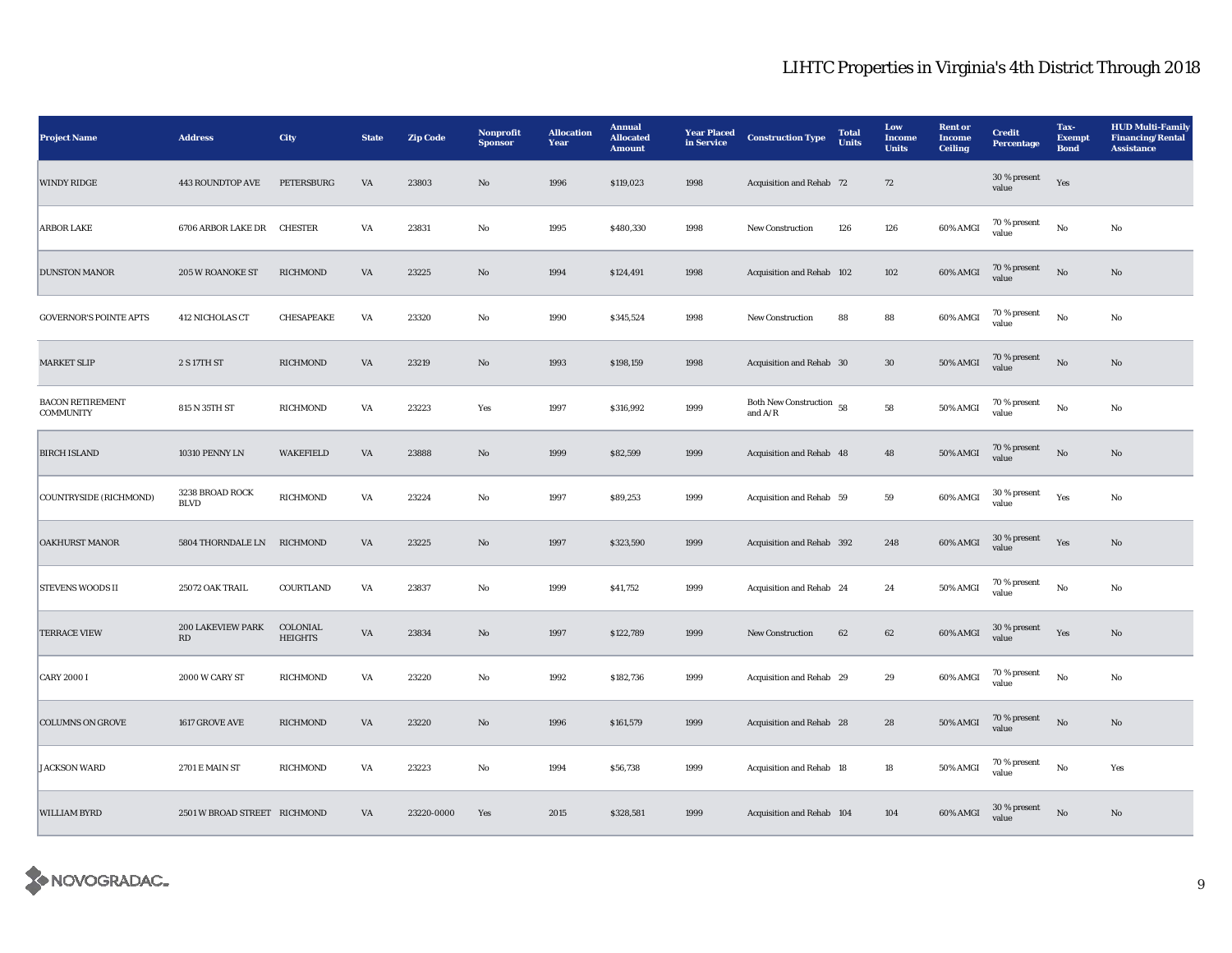# LIHTC Properties in Virginia's 4th District Through 2018

| Project Name | Address | City | State | Zip Code | Nonprofit Sponsor | Allocation Year | Annual Allocated Amount | Year Placed in Service | Construction Type | Total Units | Low Income Units | Rent or Income Ceiling | Credit Percentage | Tax-Exempt Bond | HUD Multi-Family Financing/Rental Assistance |
|---|---|---|---|---|---|---|---|---|---|---|---|---|---|---|---|
| WINDY RIDGE | 443 ROUNDTOP AVE | PETERSBURG | VA | 23803 | No | 1996 | $119,023 | 1998 | Acquisition and Rehab | 72 | 72 | | 30 % present value | Yes | |
| ARBOR LAKE | 6706 ARBOR LAKE DR | CHESTER | VA | 23831 | No | 1995 | $480,330 | 1998 | New Construction | 126 | 126 | 60% AMGI | 70 % present value | No | No |
| DUNSTON MANOR | 205 W ROANOKE ST | RICHMOND | VA | 23225 | No | 1994 | $124,491 | 1998 | Acquisition and Rehab | 102 | 102 | 60% AMGI | 70 % present value | No | No |
| GOVERNOR'S POINTE APTS | 412 NICHOLAS CT | CHESAPEAKE | VA | 23320 | No | 1990 | $345,524 | 1998 | New Construction | 88 | 88 | 60% AMGI | 70 % present value | No | No |
| MARKET SLIP | 2 S 17TH ST | RICHMOND | VA | 23219 | No | 1993 | $198,159 | 1998 | Acquisition and Rehab | 30 | 30 | 50% AMGI | 70 % present value | No | No |
| BACON RETIREMENT COMMUNITY | 815 N 35TH ST | RICHMOND | VA | 23223 | Yes | 1997 | $316,992 | 1999 | Both New Construction and A/R | 58 | 58 | 50% AMGI | 70 % present value | No | No |
| BIRCH ISLAND | 10310 PENNY LN | WAKEFIELD | VA | 23888 | No | 1999 | $82,599 | 1999 | Acquisition and Rehab | 48 | 48 | 50% AMGI | 70 % present value | No | No |
| COUNTRYSIDE (RICHMOND) | 3238 BROAD ROCK BLVD | RICHMOND | VA | 23224 | No | 1997 | $89,253 | 1999 | Acquisition and Rehab | 59 | 59 | 60% AMGI | 30 % present value | Yes | No |
| OAKHURST MANOR | 5804 THORNDALE LN | RICHMOND | VA | 23225 | No | 1997 | $323,590 | 1999 | Acquisition and Rehab | 392 | 248 | 60% AMGI | 30 % present value | Yes | No |
| STEVENS WOODS II | 25072 OAK TRAIL | COURTLAND | VA | 23837 | No | 1999 | $41,752 | 1999 | Acquisition and Rehab | 24 | 24 | 50% AMGI | 70 % present value | No | No |
| TERRACE VIEW | 200 LAKEVIEW PARK RD | COLONIAL HEIGHTS | VA | 23834 | No | 1997 | $122,789 | 1999 | New Construction | 62 | 62 | 60% AMGI | 30 % present value | Yes | No |
| CARY 2000 I | 2000 W CARY ST | RICHMOND | VA | 23220 | No | 1992 | $182,736 | 1999 | Acquisition and Rehab | 29 | 29 | 60% AMGI | 70 % present value | No | No |
| COLUMNS ON GROVE | 1617 GROVE AVE | RICHMOND | VA | 23220 | No | 1996 | $161,579 | 1999 | Acquisition and Rehab | 28 | 28 | 50% AMGI | 70 % present value | No | No |
| JACKSON WARD | 2701 E MAIN ST | RICHMOND | VA | 23223 | No | 1994 | $56,738 | 1999 | Acquisition and Rehab | 18 | 18 | 50% AMGI | 70 % present value | No | Yes |
| WILLIAM BYRD | 2501 W BROAD STREET | RICHMOND | VA | 23220-0000 | Yes | 2015 | $328,581 | 1999 | Acquisition and Rehab | 104 | 104 | 60% AMGI | 30 % present value | No | No |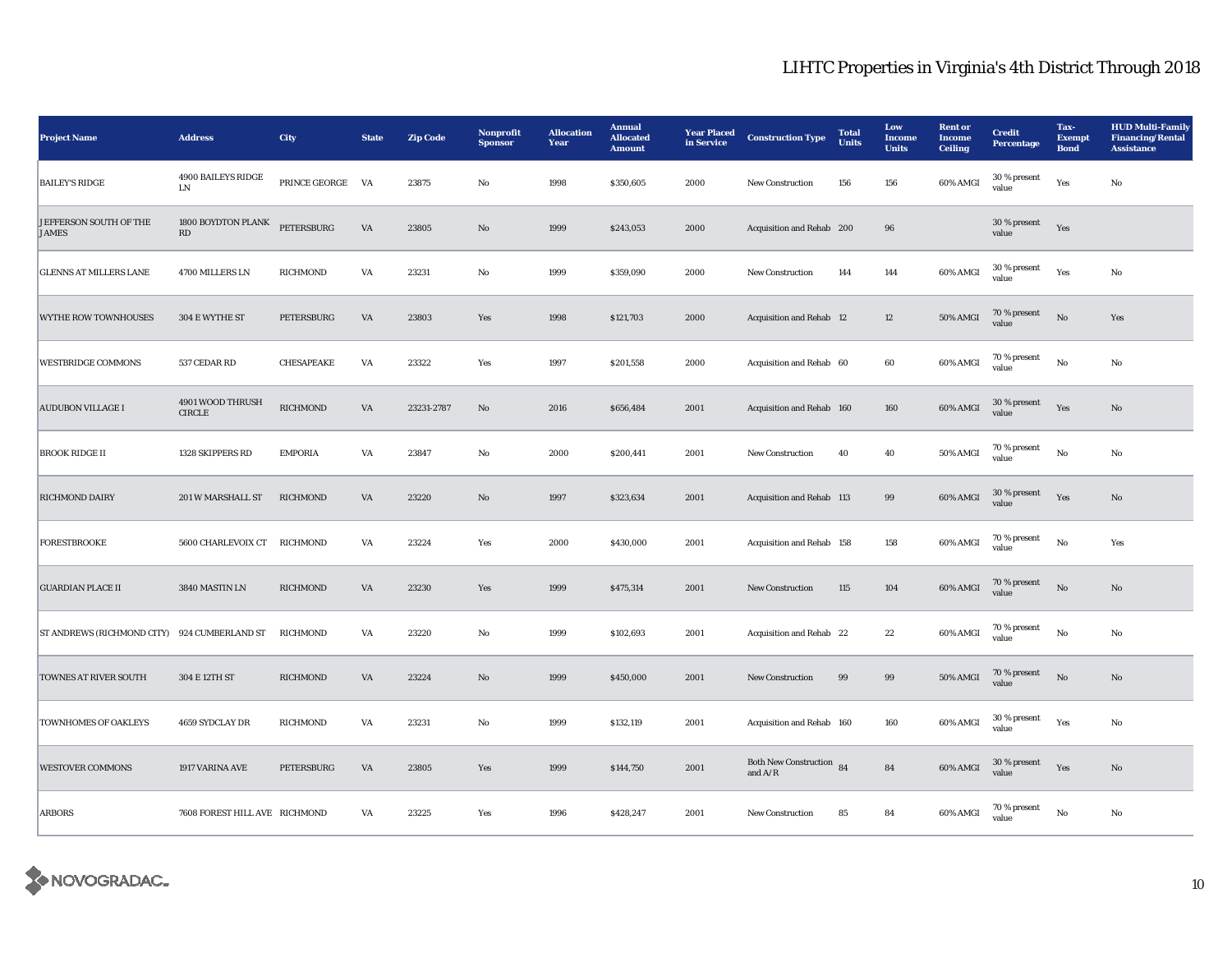# LIHTC Properties in Virginia's 4th District Through 2018

| Project Name | Address | City | State | Zip Code | Nonprofit Sponsor | Allocation Year | Annual Allocated Amount | Year Placed in Service | Construction Type | Total Units | Low Income Units | Rent or Income Ceiling | Credit Percentage | Tax-Exempt Bond | HUD Multi-Family Financing/Rental Assistance |
|---|---|---|---|---|---|---|---|---|---|---|---|---|---|---|---|
| BAILEY'S RIDGE | 4900 BAILEYS RIDGE LN | PRINCE GEORGE | VA | 23875 | No | 1998 | $350,605 | 2000 | New Construction | 156 | 156 | 60% AMGI | 30 % present value | Yes | No |
| JEFFERSON SOUTH OF THE JAMES | 1800 BOYDTON PLANK RD | PETERSBURG | VA | 23805 | No | 1999 | $243,053 | 2000 | Acquisition and Rehab | 200 | 96 | | 30 % present value | Yes | |
| GLENNS AT MILLERS LANE | 4700 MILLERS LN | RICHMOND | VA | 23231 | No | 1999 | $359,090 | 2000 | New Construction | 144 | 144 | 60% AMGI | 30 % present value | Yes | No |
| WYTHE ROW TOWNHOUSES | 304 E WYTHE ST | PETERSBURG | VA | 23803 | Yes | 1998 | $121,703 | 2000 | Acquisition and Rehab | 12 | 12 | 50% AMGI | 70 % present value | No | Yes |
| WESTBRIDGE COMMONS | 537 CEDAR RD | CHESAPEAKE | VA | 23322 | Yes | 1997 | $201,558 | 2000 | Acquisition and Rehab | 60 | 60 | 60% AMGI | 70 % present value | No | No |
| AUDUBON VILLAGE I | 4901 WOOD THRUSH CIRCLE | RICHMOND | VA | 23231-2787 | No | 2016 | $656,484 | 2001 | Acquisition and Rehab | 160 | 160 | 60% AMGI | 30 % present value | Yes | No |
| BROOK RIDGE II | 1328 SKIPPERS RD | EMPORIA | VA | 23847 | No | 2000 | $200,441 | 2001 | New Construction | 40 | 40 | 50% AMGI | 70 % present value | No | No |
| RICHMOND DAIRY | 201 W MARSHALL ST | RICHMOND | VA | 23220 | No | 1997 | $323,634 | 2001 | Acquisition and Rehab | 113 | 99 | 60% AMGI | 30 % present value | Yes | No |
| FORESTBROOKE | 5600 CHARLEVOIX CT | RICHMOND | VA | 23224 | Yes | 2000 | $430,000 | 2001 | Acquisition and Rehab | 158 | 158 | 60% AMGI | 70 % present value | No | Yes |
| GUARDIAN PLACE II | 3840 MASTIN LN | RICHMOND | VA | 23230 | Yes | 1999 | $475,314 | 2001 | New Construction | 115 | 104 | 60% AMGI | 70 % present value | No | No |
| ST ANDREWS (RICHMOND CITY) | 924 CUMBERLAND ST | RICHMOND | VA | 23220 | No | 1999 | $102,693 | 2001 | Acquisition and Rehab | 22 | 22 | 60% AMGI | 70 % present value | No | No |
| TOWNES AT RIVER SOUTH | 304 E 12TH ST | RICHMOND | VA | 23224 | No | 1999 | $450,000 | 2001 | New Construction | 99 | 99 | 50% AMGI | 70 % present value | No | No |
| TOWNHOMES OF OAKLEYS | 4659 SYDCLAY DR | RICHMOND | VA | 23231 | No | 1999 | $132,119 | 2001 | Acquisition and Rehab | 160 | 160 | 60% AMGI | 30 % present value | Yes | No |
| WESTOVER COMMONS | 1917 VARINA AVE | PETERSBURG | VA | 23805 | Yes | 1999 | $144,750 | 2001 | Both New Construction and A/R | 84 | 84 | 60% AMGI | 30 % present value | Yes | No |
| ARBORS | 7608 FOREST HILL AVE | RICHMOND | VA | 23225 | Yes | 1996 | $428,247 | 2001 | New Construction | 85 | 84 | 60% AMGI | 70 % present value | No | No |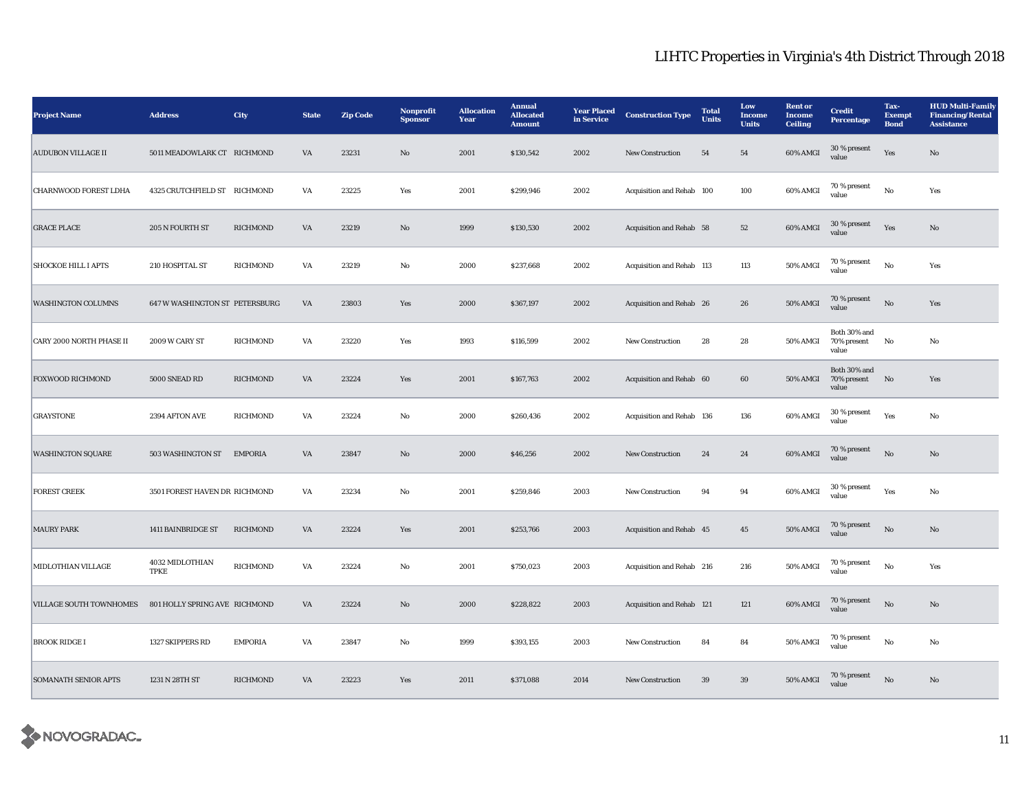# LIHTC Properties in Virginia's 4th District Through 2018

| Project Name | Address | City | State | Zip Code | Nonprofit Sponsor | Allocation Year | Annual Allocated Amount | Year Placed in Service | Construction Type | Total Units | Low Income Units | Rent or Income Ceiling | Credit Percentage | Tax-Exempt Bond | HUD Multi-Family Financing/Rental Assistance |
|---|---|---|---|---|---|---|---|---|---|---|---|---|---|---|---|
| AUDUBON VILLAGE II | 5011 MEADOWLARK CT | RICHMOND | VA | 23231 | No | 2001 | $130,542 | 2002 | New Construction | 54 | 54 | 60% AMGI | 30 % present value | Yes | No |
| CHARNWOOD FOREST LDHA | 4325 CRUTCHFIELD ST | RICHMOND | VA | 23225 | Yes | 2001 | $299,946 | 2002 | Acquisition and Rehab | 100 | 100 | 60% AMGI | 70 % present value | No | Yes |
| GRACE PLACE | 205 N FOURTH ST | RICHMOND | VA | 23219 | No | 1999 | $130,530 | 2002 | Acquisition and Rehab | 58 | 52 | 60% AMGI | 30 % present value | Yes | No |
| SHOCKOE HILL I APTS | 210 HOSPITAL ST | RICHMOND | VA | 23219 | No | 2000 | $237,668 | 2002 | Acquisition and Rehab | 113 | 113 | 50% AMGI | 70 % present value | No | Yes |
| WASHINGTON COLUMNS | 647 W WASHINGTON ST | PETERSBURG | VA | 23803 | Yes | 2000 | $367,197 | 2002 | Acquisition and Rehab | 26 | 26 | 50% AMGI | 70 % present value | No | Yes |
| CARY 2000 NORTH PHASE II | 2009 W CARY ST | RICHMOND | VA | 23220 | Yes | 1993 | $116,599 | 2002 | New Construction | 28 | 28 | 50% AMGI | Both 30% and 70% present value | No | No |
| FOXWOOD RICHMOND | 5000 SNEAD RD | RICHMOND | VA | 23224 | Yes | 2001 | $167,763 | 2002 | Acquisition and Rehab | 60 | 60 | 50% AMGI | Both 30% and 70% present value | No | Yes |
| GRAYSTONE | 2394 AFTON AVE | RICHMOND | VA | 23224 | No | 2000 | $260,436 | 2002 | Acquisition and Rehab | 136 | 136 | 60% AMGI | 30 % present value | Yes | No |
| WASHINGTON SQUARE | 503 WASHINGTON ST | EMPORIA | VA | 23847 | No | 2000 | $46,256 | 2002 | New Construction | 24 | 24 | 60% AMGI | 70 % present value | No | No |
| FOREST CREEK | 3501 FOREST HAVEN DR | RICHMOND | VA | 23234 | No | 2001 | $259,846 | 2003 | New Construction | 94 | 94 | 60% AMGI | 30 % present value | Yes | No |
| MAURY PARK | 1411 BAINBRIDGE ST | RICHMOND | VA | 23224 | Yes | 2001 | $253,766 | 2003 | Acquisition and Rehab | 45 | 45 | 50% AMGI | 70 % present value | No | No |
| MIDLOTHIAN VILLAGE | 4032 MIDLOTHIAN TPKE | RICHMOND | VA | 23224 | No | 2001 | $750,023 | 2003 | Acquisition and Rehab | 216 | 216 | 50% AMGI | 70 % present value | No | Yes |
| VILLAGE SOUTH TOWNHOMES | 801 HOLLY SPRING AVE | RICHMOND | VA | 23224 | No | 2000 | $228,822 | 2003 | Acquisition and Rehab | 121 | 121 | 60% AMGI | 70 % present value | No | No |
| BROOK RIDGE I | 1327 SKIPPERS RD | EMPORIA | VA | 23847 | No | 1999 | $393,155 | 2003 | New Construction | 84 | 84 | 50% AMGI | 70 % present value | No | No |
| SOMANATH SENIOR APTS | 1231 N 28TH ST | RICHMOND | VA | 23223 | Yes | 2011 | $371,088 | 2014 | New Construction | 39 | 39 | 50% AMGI | 70 % present value | No | No |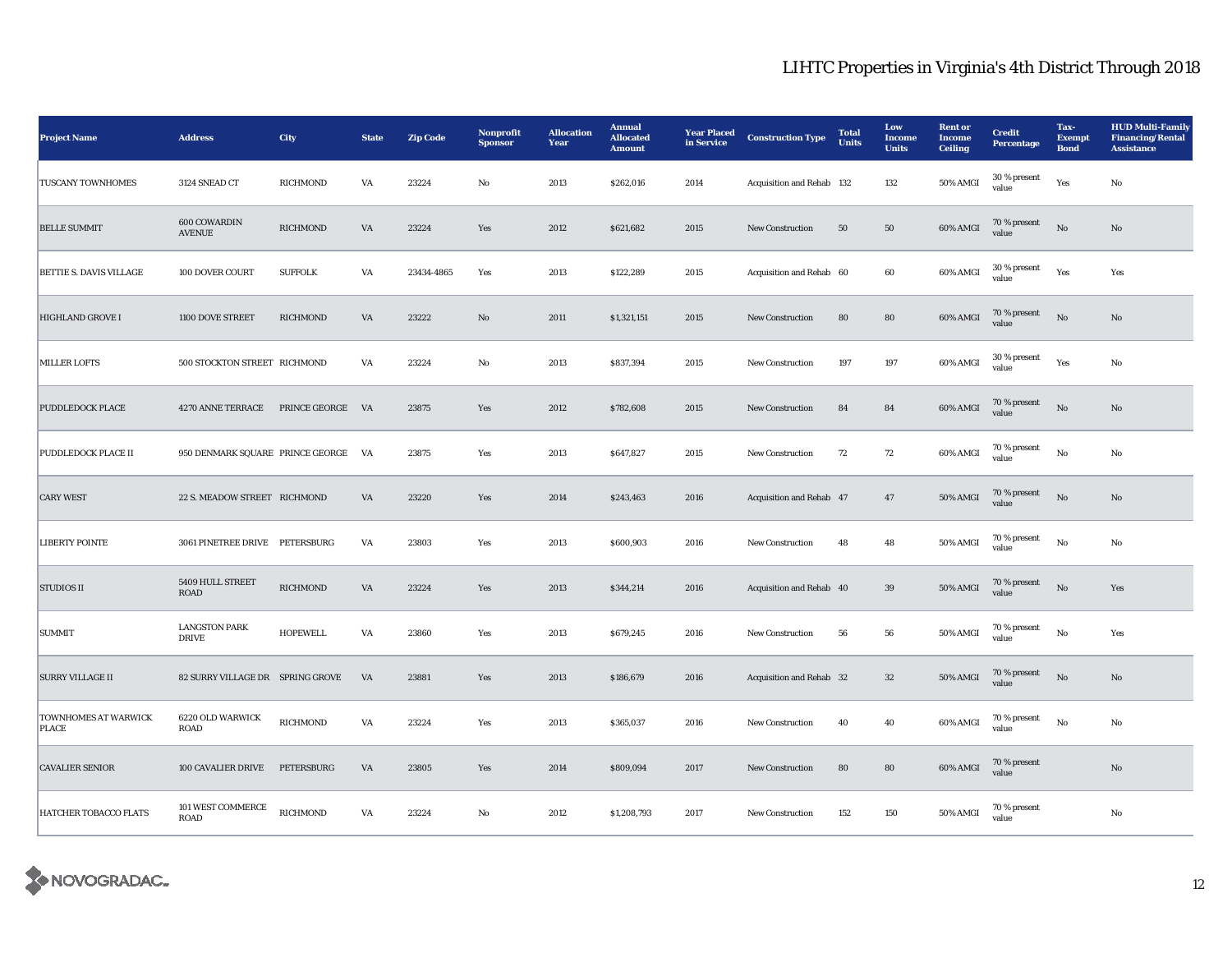# LIHTC Properties in Virginia's 4th District Through 2018

| Project Name | Address | City | State | Zip Code | Nonprofit Sponsor | Allocation Year | Annual Allocated Amount | Year Placed in Service | Construction Type | Total Units | Low Income Units | Rent or Income Ceiling | Credit Percentage | Tax-Exempt Bond | HUD Multi-Family Financing/Rental Assistance |
|---|---|---|---|---|---|---|---|---|---|---|---|---|---|---|---|
| TUSCANY TOWNHOMES | 3124 SNEAD CT | RICHMOND | VA | 23224 | No | 2013 | $262,016 | 2014 | Acquisition and Rehab | 132 | 132 | 50% AMGI | 30 % present value | Yes | No |
| BELLE SUMMIT | 600 COWARDIN AVENUE | RICHMOND | VA | 23224 | Yes | 2012 | $621,682 | 2015 | New Construction | 50 | 50 | 60% AMGI | 70 % present value | No | No |
| BETTIE S. DAVIS VILLAGE | 100 DOVER COURT | SUFFOLK | VA | 23434-4865 | Yes | 2013 | $122,289 | 2015 | Acquisition and Rehab | 60 | 60 | 60% AMGI | 30 % present value | Yes | Yes |
| HIGHLAND GROVE I | 1100 DOVE STREET | RICHMOND | VA | 23222 | No | 2011 | $1,321,151 | 2015 | New Construction | 80 | 80 | 60% AMGI | 70 % present value | No | No |
| MILLER LOFTS | 500 STOCKTON STREET | RICHMOND | VA | 23224 | No | 2013 | $837,394 | 2015 | New Construction | 197 | 197 | 60% AMGI | 30 % present value | Yes | No |
| PUDDLEDOCK PLACE | 4270 ANNE TERRACE | PRINCE GEORGE | VA | 23875 | Yes | 2012 | $782,608 | 2015 | New Construction | 84 | 84 | 60% AMGI | 70 % present value | No | No |
| PUDDLEDOCK PLACE II | 950 DENMARK SQUARE | PRINCE GEORGE | VA | 23875 | Yes | 2013 | $647,827 | 2015 | New Construction | 72 | 72 | 60% AMGI | 70 % present value | No | No |
| CARY WEST | 22 S. MEADOW STREET | RICHMOND | VA | 23220 | Yes | 2014 | $243,463 | 2016 | Acquisition and Rehab | 47 | 47 | 50% AMGI | 70 % present value | No | No |
| LIBERTY POINTE | 3061 PINETREE DRIVE | PETERSBURG | VA | 23803 | Yes | 2013 | $600,903 | 2016 | New Construction | 48 | 48 | 50% AMGI | 70 % present value | No | No |
| STUDIOS II | 5409 HULL STREET ROAD | RICHMOND | VA | 23224 | Yes | 2013 | $344,214 | 2016 | Acquisition and Rehab | 40 | 39 | 50% AMGI | 70 % present value | No | Yes |
| SUMMIT | LANGSTON PARK DRIVE | HOPEWELL | VA | 23860 | Yes | 2013 | $679,245 | 2016 | New Construction | 56 | 56 | 50% AMGI | 70 % present value | No | Yes |
| SURRY VILLAGE II | 82 SURRY VILLAGE DR | SPRING GROVE | VA | 23881 | Yes | 2013 | $186,679 | 2016 | Acquisition and Rehab | 32 | 32 | 50% AMGI | 70 % present value | No | No |
| TOWNHOMES AT WARWICK PLACE | 6220 OLD WARWICK ROAD | RICHMOND | VA | 23224 | Yes | 2013 | $365,037 | 2016 | New Construction | 40 | 40 | 60% AMGI | 70 % present value | No | No |
| CAVALIER SENIOR | 100 CAVALIER DRIVE | PETERSBURG | VA | 23805 | Yes | 2014 | $809,094 | 2017 | New Construction | 80 | 80 | 60% AMGI | 70 % present value | | No |
| HATCHER TOBACCO FLATS | 101 WEST COMMERCE ROAD | RICHMOND | VA | 23224 | No | 2012 | $1,208,793 | 2017 | New Construction | 152 | 150 | 50% AMGI | 70 % present value | | No |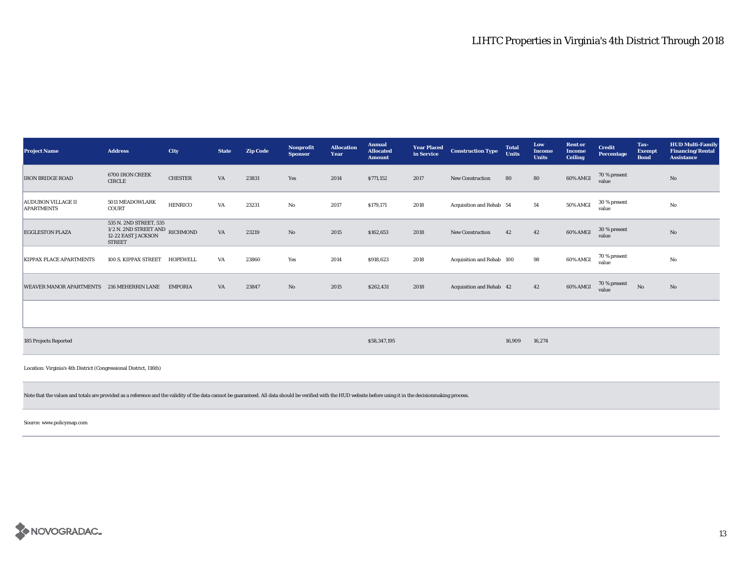# LIHTC Properties in Virginia's 4th District Through 2018

| Project Name | Address | City | State | Zip Code | Nonprofit Sponsor | Allocation Year | Annual Allocated Amount | Year Placed in Service | Construction Type | Total Units | Low Income Units | Rent or Income Ceiling | Credit Percentage | Tax-Exempt Bond | HUD Multi-Family Financing/Rental Assistance |
|---|---|---|---|---|---|---|---|---|---|---|---|---|---|---|---|
| IRON BRIDGE ROAD | 6700 IRON CREEK CIRCLE | CHESTER | VA | 23831 | Yes | 2014 | $771,152 | 2017 | New Construction | 80 | 80 | 60% AMGI | 70 % present value | | No |
| AUDUBON VILLAGE II APARTMENTS | 5011 MEADOWLARK COURT | HENRICO | VA | 23231 | No | 2017 | $179,171 | 2018 | Acquisition and Rehab | 54 | 54 | 50% AMGI | 30 % present value | | No |
| EGGLESTON PLAZA | 535 N. 2ND STREET, 535 1/2 N. 2ND STREET AND 12-22 EAST JACKSON STREET | RICHMOND | VA | 23219 | No | 2015 | $162,653 | 2018 | New Construction | 42 | 42 | 60% AMGI | 30 % present value | | No |
| KIPPAX PLACE APARTMENTS | 100 S. KIPPAX STREET | HOPEWELL | VA | 23860 | Yes | 2014 | $918,623 | 2018 | Acquisition and Rehab | 100 | 98 | 60% AMGI | 70 % present value | | No |
| WEAVER MANOR APARTMENTS | 216 MEHERRIN LANE | EMPORIA | VA | 23847 | No | 2015 | $262,431 | 2018 | Acquisition and Rehab | 42 | 42 | 60% AMGI | 70 % present value | No | No |
| | | | | | | | | | | | | | | | |
| 185 Projects Reported | | | | | | | $58,347,195 | | | 16,909 | 16,274 | | | | |

Location: Virginia's 4th District (Congressional District, 116th)

Note that the values and totals are provided as a reference and the validity of the data cannot be guaranteed. All data should be verified with the HUD website before using it in the decisionmaking process.

Source: www.policymap.com